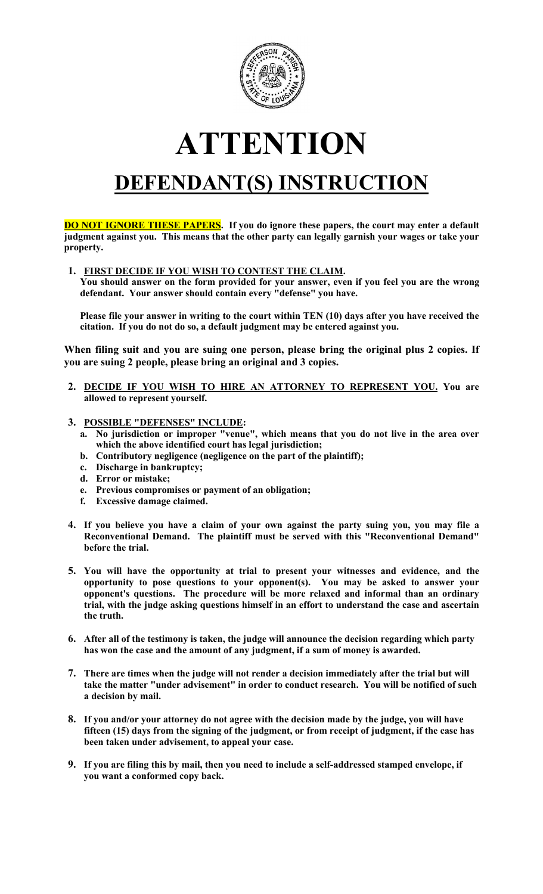# ATTENTION

## DEFENDANT(S) INSTRUCTION

**DO NOT IGNORE THESE PAPERS. If you do ignore these papers, the court may enter a default judgment against you. This means that the other party can legally garnish your wages or take your property.**

1. **FIRST DECIDE IF YOU WISH TO CONTEST THE CLAIM.**
   **You should answer on the form provided for your answer, even if you feel you are the wrong defendant. Your answer should contain every "defense" you have.**

   **Please file your answer in writing to the court within TEN (10) days after you have received the citation. If you do not do so, a default judgment may be entered against you.**

**When filing suit and you are suing one person, please bring the original plus 2 copies. If you are suing 2 people, please bring an original and 3 copies.**

2. **DECIDE IF YOU WISH TO HIRE AN ATTORNEY TO REPRESENT YOU. You are allowed to represent yourself.**

3. **POSSIBLE "DEFENSES" INCLUDE:**
   a. **No jurisdiction or improper "venue", which means that you do not live in the area over which the above identified court has legal jurisdiction;**
   b. **Contributory negligence (negligence on the part of the plaintiff);**
   c. **Discharge in bankruptcy;**
   d. **Error or mistake;**
   e. **Previous compromises or payment of an obligation;**
   f. **Excessive damage claimed.**

4. **If you believe you have a claim of your own against the party suing you, you may file a Reconventional Demand. The plaintiff must be served with this "Reconventional Demand" before the trial.**

5. **You will have the opportunity at trial to present your witnesses and evidence, and the opportunity to pose questions to your opponent(s). You may be asked to answer your opponent's questions. The procedure will be more relaxed and informal than an ordinary trial, with the judge asking questions himself in an effort to understand the case and ascertain the truth.**

6. **After all of the testimony is taken, the judge will announce the decision regarding which party has won the case and the amount of any judgment, if a sum of money is awarded.**

7. **There are times when the judge will not render a decision immediately after the trial but will take the matter "under advisement" in order to conduct research. You will be notified of such a decision by mail.**

8. **If you and/or your attorney do not agree with the decision made by the judge, you will have fifteen (15) days from the signing of the judgment, or from receipt of judgment, if the case has been taken under advisement, to appeal your case.**

9. **If you are filing this by mail, then you need to include a self-addressed stamped envelope, if you want a conformed copy back.**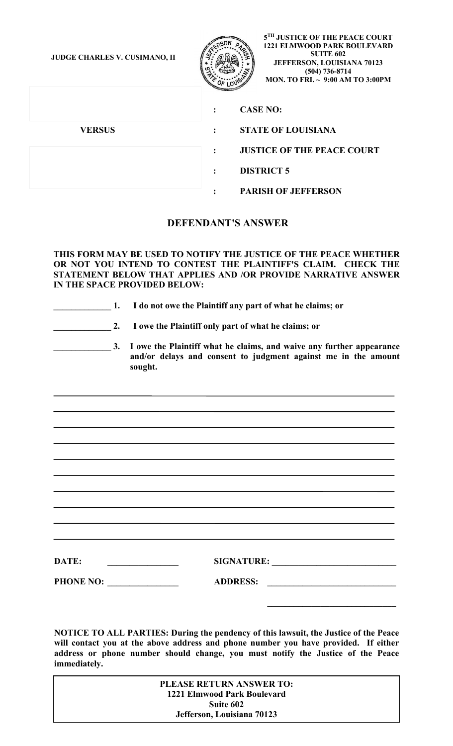**JUDGE CHARLES V. CUSIMANO, II**

**5TH JUSTICE OF THE PEACE COURT**
**1221 ELMWOOD PARK BOULEVARD**
**SUITE 602**
**JEFFERSON, LOUISIANA 70123**
**(504) 736-8714**
**MON. TO FRI. ~ 9:00 AM TO 3:00PM**

| | | |
|---|---|---|
| | : | **CASE NO:** |
| **VERSUS** | : | **STATE OF LOUISIANA** |
| | : | **JUSTICE OF THE PEACE COURT** |
| | : | **DISTRICT 5** |
| | : | **PARISH OF JEFFERSON** |

## DEFENDANT'S ANSWER

**THIS FORM MAY BE USED TO NOTIFY THE JUSTICE OF THE PEACE WHETHER OR NOT YOU INTEND TO CONTEST THE PLAINTIFF'S CLAIM. CHECK THE STATEMENT BELOW THAT APPLIES AND /OR PROVIDE NARRATIVE ANSWER IN THE SPACE PROVIDED BELOW:**

**_____________ 1. I do not owe the Plaintiff any part of what he claims; or**

**_____________ 2. I owe the Plaintiff only part of what he claims; or**

**_____________ 3. I owe the Plaintiff what he claims, and waive any further appearance and/or delays and consent to judgment against me in the amount sought.**

_______________________________________________________________

_______________________________________________________________

_______________________________________________________________

_______________________________________________________________

_______________________________________________________________

_______________________________________________________________

_______________________________________________________________

_______________________________________________________________

_______________________________________________________________

_______________________________________________________________

**DATE:** _______________ **SIGNATURE:** ___________________________

**PHONE NO:** _______________ **ADDRESS:** ___________________________

___________________________

**NOTICE TO ALL PARTIES: During the pendency of this lawsuit, the Justice of the Peace will contact you at the above address and phone number you have provided. If either address or phone number should change, you must notify the Justice of the Peace immediately.**

**PLEASE RETURN ANSWER TO:**
**1221 Elmwood Park Boulevard**
**Suite 602**
**Jefferson, Louisiana 70123**